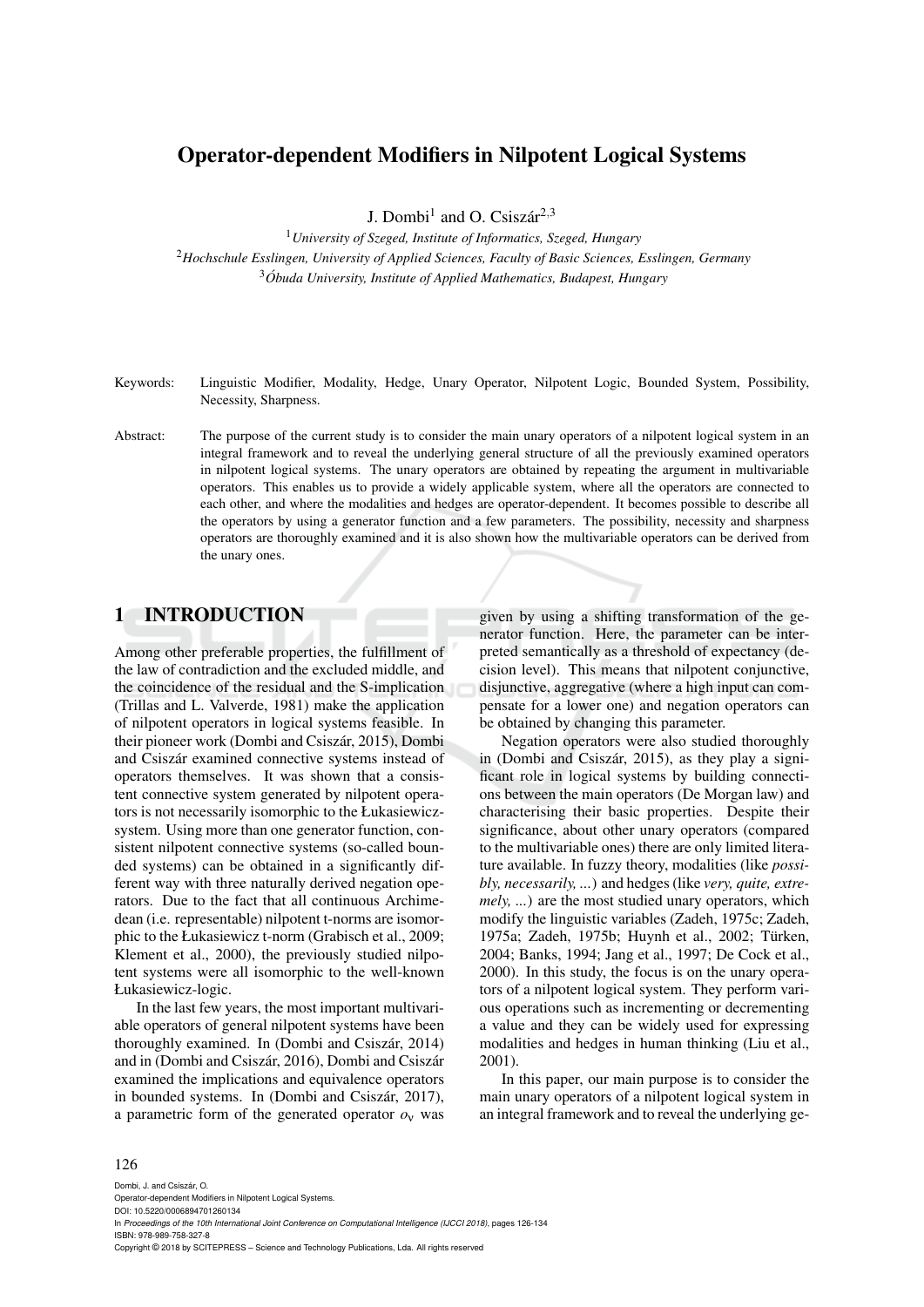# Operator-dependent Modifiers in Nilpotent Logical Systems

J. Dombi[1] and O. Csiszár[2,3]

[1] *University of Szeged, Institute of Informatics, Szeged, Hungary*
[2] *Hochschule Esslingen, University of Applied Sciences, Faculty of Basic Sciences, Esslingen, Germany*
[3] *Óbuda University, Institute of Applied Mathematics, Budapest, Hungary*

Keywords: Linguistic Modifier, Modality, Hedge, Unary Operator, Nilpotent Logic, Bounded System, Possibility, Necessity, Sharpness.

Abstract: The purpose of the current study is to consider the main unary operators of a nilpotent logical system in an integral framework and to reveal the underlying general structure of all the previously examined operators in nilpotent logical systems. The unary operators are obtained by repeating the argument in multivariable operators. This enables us to provide a widely applicable system, where all the operators are connected to each other, and where the modalities and hedges are operator-dependent. It becomes possible to describe all the operators by using a generator function and a few parameters. The possibility, necessity and sharpness operators are thoroughly examined and it is also shown how the multivariable operators can be derived from the unary ones.

## 1 INTRODUCTION

Among other preferable properties, the fulfillment of the law of contradiction and the excluded middle, and the coincidence of the residual and the S-implication (Trillas and L. Valverde, 1981) make the application of nilpotent operators in logical systems feasible. In their pioneer work (Dombi and Csiszár, 2015), Dombi and Csiszár examined connective systems instead of operators themselves. It was shown that a consistent connective system generated by nilpotent operators is not necessarily isomorphic to the Łukasiewicz-system. Using more than one generator function, consistent nilpotent connective systems (so-called bounded systems) can be obtained in a significantly different way with three naturally derived negation operators. Due to the fact that all continuous Archimedean (i.e. representable) nilpotent t-norms are isomorphic to the Łukasiewicz t-norm (Grabisch et al., 2009; Klement et al., 2000), the previously studied nilpotent systems were all isomorphic to the well-known Łukasiewicz-logic.

In the last few years, the most important multivariable operators of general nilpotent systems have been thoroughly examined. In (Dombi and Csiszár, 2014) and in (Dombi and Csiszár, 2016), Dombi and Csiszár examined the implications and equivalence operators in bounded systems. In (Dombi and Csiszár, 2017), a parametric form of the generated operator $o_\nu$ was given by using a shifting transformation of the generator function. Here, the parameter can be interpreted semantically as a threshold of expectancy (decision level). This means that nilpotent conjunctive, disjunctive, aggregative (where a high input can compensate for a lower one) and negation operators can be obtained by changing this parameter.

Negation operators were also studied thoroughly in (Dombi and Csiszár, 2015), as they play a significant role in logical systems by building connections between the main operators (De Morgan law) and characterising their basic properties. Despite their significance, about other unary operators (compared to the multivariable ones) there are only limited literature available. In fuzzy theory, modalities (like *possibly, necessarily, ...*) and hedges (like *very, quite, extremely, ...*) are the most studied unary operators, which modify the linguistic variables (Zadeh, 1975c; Zadeh, 1975a; Zadeh, 1975b; Huynh et al., 2002; Türken, 2004; Banks, 1994; Jang et al., 1997; De Cock et al., 2000). In this study, the focus is on the unary operators of a nilpotent logical system. They perform various operations such as incrementing or decrementing a value and they can be widely used for expressing modalities and hedges in human thinking (Liu et al., 2001).

In this paper, our main purpose is to consider the main unary operators of a nilpotent logical system in an integral framework and to reveal the underlying ge-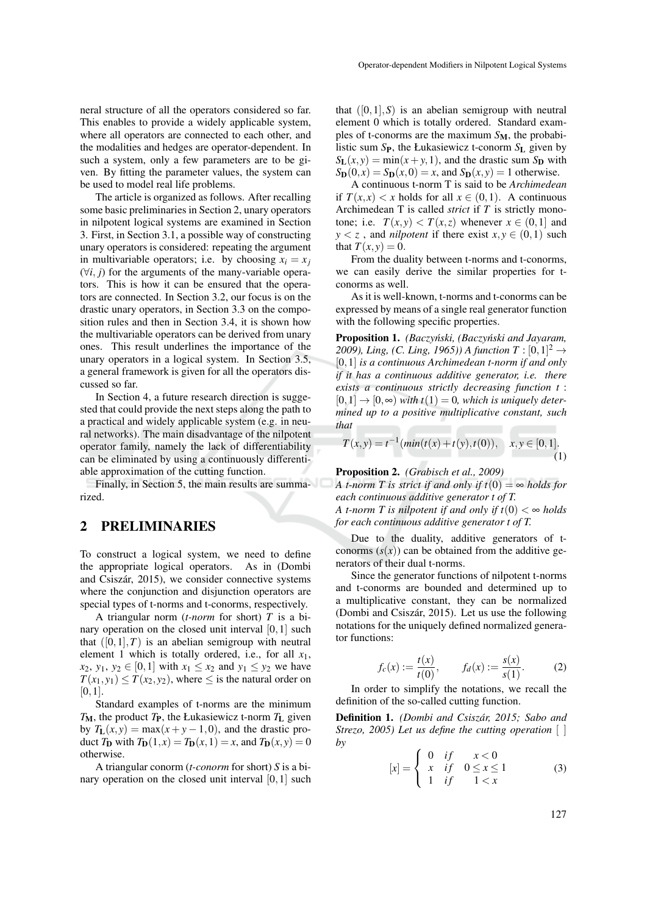neral structure of all the operators considered so far. This enables to provide a widely applicable system, where all operators are connected to each other, and the modalities and hedges are operator-dependent. In such a system, only a few parameters are to be given. By fitting the parameter values, the system can be used to model real life problems.

The article is organized as follows. After recalling some basic preliminaries in Section 2, unary operators in nilpotent logical systems are examined in Section 3. First, in Section 3.1, a possible way of constructing unary operators is considered: repeating the argument in multivariable operators; i.e. by choosing $x_i = x_j$ ($\forall i, j$) for the arguments of the many-variable operators. This is how it can be ensured that the operators are connected. In Section 3.2, our focus is on the drastic unary operators, in Section 3.3 on the composition rules and then in Section 3.4, it is shown how the multivariable operators can be derived from unary ones. This result underlines the importance of the unary operators in a logical system. In Section 3.5, a general framework is given for all the operators discussed so far.

In Section 4, a future research direction is suggested that could provide the next steps along the path to a practical and widely applicable system (e.g. in neural networks). The main disadvantage of the nilpotent operator family, namely the lack of differentiability can be eliminated by using a continuously differentiable approximation of the cutting function.

Finally, in Section 5, the main results are summarized.

## 2 PRELIMINARIES

To construct a logical system, we need to define the appropriate logical operators. As in (Dombi and Csiszár, 2015), we consider connective systems where the conjunction and disjunction operators are special types of t-norms and t-conorms, respectively.

A triangular norm (*t-norm* for short) $T$ is a binary operation on the closed unit interval $[0,1]$ such that $([0,1],T)$ is an abelian semigroup with neutral element 1 which is totally ordered, i.e., for all $x_1$, $x_2$, $y_1$, $y_2 \in [0,1]$ with $x_1 \leq x_2$ and $y_1 \leq y_2$ we have $T(x_1,y_1) \leq T(x_2,y_2)$, where $\leq$ is the natural order on $[0,1]$.

Standard examples of t-norms are the minimum $T_{\mathbf{M}}$, the product $T_{\mathbf{P}}$, the Łukasiewicz t-norm $T_{\mathbf{L}}$ given by $T_{\mathbf{L}}(x,y) = \max(x+y-1,0)$, and the drastic product $T_{\mathbf{D}}$ with $T_{\mathbf{D}}(1,x) = T_{\mathbf{D}}(x,1) = x$, and $T_{\mathbf{D}}(x,y) = 0$ otherwise.

A triangular conorm (*t-conorm* for short) $S$ is a binary operation on the closed unit interval $[0,1]$ such that $([0,1],S)$ is an abelian semigroup with neutral element 0 which is totally ordered. Standard examples of t-conorms are the maximum $S_{\mathbf{M}}$, the probabilistic sum $S_{\mathbf{P}}$, the Łukasiewicz t-conorm $S_{\mathbf{L}}$ given by $S_{\mathbf{L}}(x,y) = \min(x+y,1)$, and the drastic sum $S_{\mathbf{D}}$ with $S_{\mathbf{D}}(0,x) = S_{\mathbf{D}}(x,0) = x$, and $S_{\mathbf{D}}(x,y) = 1$ otherwise.

A continuous t-norm T is said to be *Archimedean* if $T(x,x) < x$ holds for all $x \in (0,1)$. A continuous Archimedean T is called *strict* if $T$ is strictly monotone; i.e. $T(x,y) < T(x,z)$ whenever $x \in (0,1]$ and $y < z$, and *nilpotent* if there exist $x, y \in (0,1)$ such that $T(x,y) = 0$.

From the duality between t-norms and t-conorms, we can easily derive the similar properties for t-conorms as well.

As it is well-known, t-norms and t-conorms can be expressed by means of a single real generator function with the following specific properties.

**Proposition 1.** *(Baczyński, (Baczyński and Jayaram, 2009), Ling, (C. Ling, 1965)) A function $T : [0,1]^2 \rightarrow [0,1]$ is a continuous Archimedean t-norm if and only if it has a continuous additive generator, i.e. there exists a continuous strictly decreasing function $t : [0,1] \rightarrow [0,\infty)$ with $t(1) = 0$, which is uniquely determined up to a positive multiplicative constant, such that*

$$T(x,y) = t^{-1}(min(t(x)+t(y),t(0))), \quad x,y \in [0,1]. \tag{1}$$

**Proposition 2.** *(Grabisch et al., 2009)*
*A t-norm T is strict if and only if $t(0) = \infty$ holds for each continuous additive generator t of T.*
*A t-norm T is nilpotent if and only if $t(0) < \infty$ holds for each continuous additive generator t of T.*

Due to the duality, additive generators of t-conorms ($s(x)$) can be obtained from the additive generators of their dual t-norms.

Since the generator functions of nilpotent t-norms and t-conorms are bounded and determined up to a multiplicative constant, they can be normalized (Dombi and Csiszár, 2015). Let us use the following notations for the uniquely defined normalized generator functions:

$$f_c(x) := \frac{t(x)}{t(0)}, \qquad f_d(x) := \frac{s(x)}{s(1)}. \tag{2}$$

In order to simplify the notations, we recall the definition of the so-called cutting function.

**Definition 1.** *(Dombi and Csiszár, 2015; Sabo and Strezo, 2005) Let us define the cutting operation [ ] by*

$$[x] = \begin{cases} 0 & if \quad x < 0 \\ x & if \quad 0 \leq x \leq 1 \\ 1 & if \quad 1 < x \end{cases} \tag{3}$$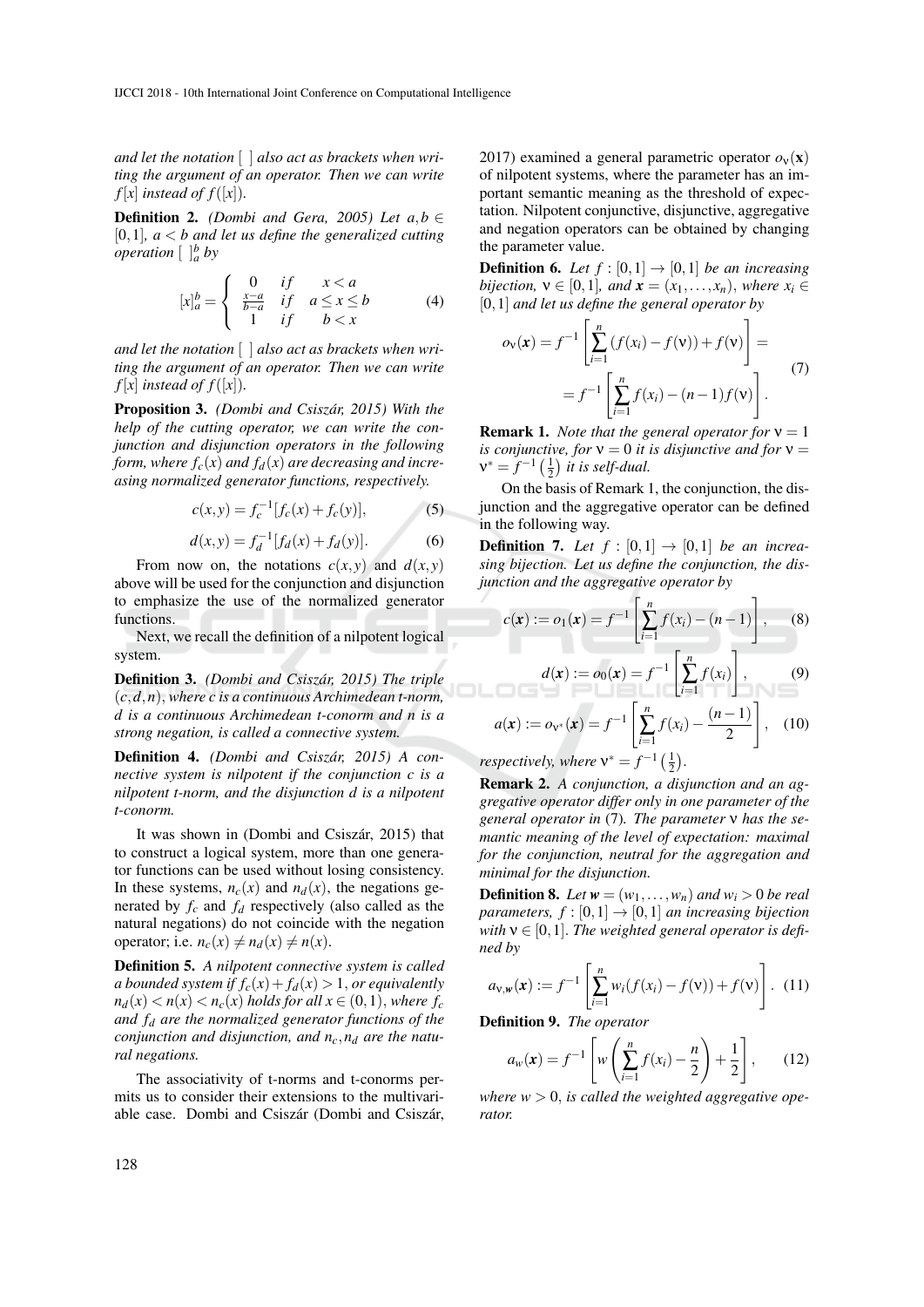*and let the notation $[\ ]$ also act as brackets when writing the argument of an operator. Then we can write $f[x]$ instead of $f([x])$.*

**Definition 2.** *(Dombi and Gera, 2005) Let $a,b \in [0,1]$, $a < b$ and let us define the generalized cutting operation $[\ ]_a^b$ by*

$$[x]_a^b = \begin{cases} 0 & if \quad x < a \\ \frac{x-a}{b-a} & if \quad a \le x \le b \\ 1 & if \quad b < x \end{cases} \tag{4}$$

*and let the notation $[\ ]$ also act as brackets when writing the argument of an operator. Then we can write $f[x]$ instead of $f([x])$.*

**Proposition 3.** *(Dombi and Csiszár, 2015) With the help of the cutting operator, we can write the conjunction and disjunction operators in the following form, where $f_c(x)$ and $f_d(x)$ are decreasing and increasing normalized generator functions, respectively.*

$$c(x,y) = f_c^{-1}[f_c(x) + f_c(y)], \tag{5}$$

$$d(x,y) = f_d^{-1}[f_d(x) + f_d(y)]. \tag{6}$$

From now on, the notations $c(x,y)$ and $d(x,y)$ above will be used for the conjunction and disjunction to emphasize the use of the normalized generator functions.

Next, we recall the definition of a nilpotent logical system.

**Definition 3.** *(Dombi and Csiszár, 2015) The triple $(c,d,n)$, where $c$ is a continuous Archimedean t-norm, $d$ is a continuous Archimedean t-conorm and $n$ is a strong negation, is called a connective system.*

**Definition 4.** *(Dombi and Csiszár, 2015) A connective system is nilpotent if the conjunction $c$ is a nilpotent t-norm, and the disjunction $d$ is a nilpotent t-conorm.*

It was shown in (Dombi and Csiszár, 2015) that to construct a logical system, more than one generator functions can be used without losing consistency. In these systems, $n_c(x)$ and $n_d(x)$, the negations generated by $f_c$ and $f_d$ respectively (also called as the natural negations) do not coincide with the negation operator; i.e. $n_c(x) \neq n_d(x) \neq n(x)$.

**Definition 5.** *A nilpotent connective system is called a bounded system if $f_c(x) + f_d(x) > 1$, or equivalently $n_d(x) < n(x) < n_c(x)$ holds for all $x \in (0,1)$, where $f_c$ and $f_d$ are the normalized generator functions of the conjunction and disjunction, and $n_c, n_d$ are the natural negations.*

The associativity of t-norms and t-conorms permits us to consider their extensions to the multivariable case. Dombi and Csiszár (Dombi and Csiszár, 2017) examined a general parametric operator $o_\nu(\mathbf{x})$ of nilpotent systems, where the parameter has an important semantic meaning as the threshold of expectation. Nilpotent conjunctive, disjunctive, aggregative and negation operators can be obtained by changing the parameter value.

**Definition 6.** *Let $f : [0,1] \to [0,1]$ be an increasing bijection, $\nu \in [0,1]$, and $\boldsymbol{x} = (x_1, \ldots, x_n)$, where $x_i \in [0,1]$ and let us define the general operator by*

$$\begin{aligned} o_\nu(\boldsymbol{x}) &= f^{-1}\left[\sum_{i=1}^{n}(f(x_i) - f(\nu)) + f(\nu)\right] = \\ &= f^{-1}\left[\sum_{i=1}^{n} f(x_i) - (n-1)f(\nu)\right]. \end{aligned} \tag{7}$$

**Remark 1.** *Note that the general operator for $\nu = 1$ is conjunctive, for $\nu = 0$ it is disjunctive and for $\nu = \nu^* = f^{-1}\left(\frac{1}{2}\right)$ it is self-dual.*

On the basis of Remark 1, the conjunction, the disjunction and the aggregative operator can be defined in the following way.

**Definition 7.** *Let $f : [0,1] \to [0,1]$ be an increasing bijection. Let us define the conjunction, the disjunction and the aggregative operator by*

$$c(\boldsymbol{x}) := o_1(\boldsymbol{x}) = f^{-1}\left[\sum_{i=1}^{n} f(x_i) - (n-1)\right], \tag{8}$$

$$d(\boldsymbol{x}) := o_0(\boldsymbol{x}) = f^{-1}\left[\sum_{i=1}^{n} f(x_i)\right], \tag{9}$$

$$a(\boldsymbol{x}) := o_{\nu^*}(\boldsymbol{x}) = f^{-1}\left[\sum_{i=1}^{n} f(x_i) - \frac{(n-1)}{2}\right], \tag{10}$$

*respectively, where $\nu^* = f^{-1}\left(\frac{1}{2}\right)$.*

**Remark 2.** *A conjunction, a disjunction and an aggregative operator differ only in one parameter of the general operator in (7). The parameter $\nu$ has the semantic meaning of the level of expectation: maximal for the conjunction, neutral for the aggregation and minimal for the disjunction.*

**Definition 8.** *Let $\boldsymbol{w} = (w_1, \ldots, w_n)$ and $w_i > 0$ be real parameters, $f : [0,1] \to [0,1]$ an increasing bijection with $\nu \in [0,1]$. The weighted general operator is defined by*

$$a_{\nu,\boldsymbol{w}}(\boldsymbol{x}) := f^{-1}\left[\sum_{i=1}^{n} w_i(f(x_i) - f(\nu)) + f(\nu)\right]. \tag{11}$$

**Definition 9.** *The operator*

$$a_w(\boldsymbol{x}) = f^{-1}\left[w\left(\sum_{i=1}^{n} f(x_i) - \frac{n}{2}\right) + \frac{1}{2}\right], \tag{12}$$

*where $w > 0$, is called the weighted aggregative operator.*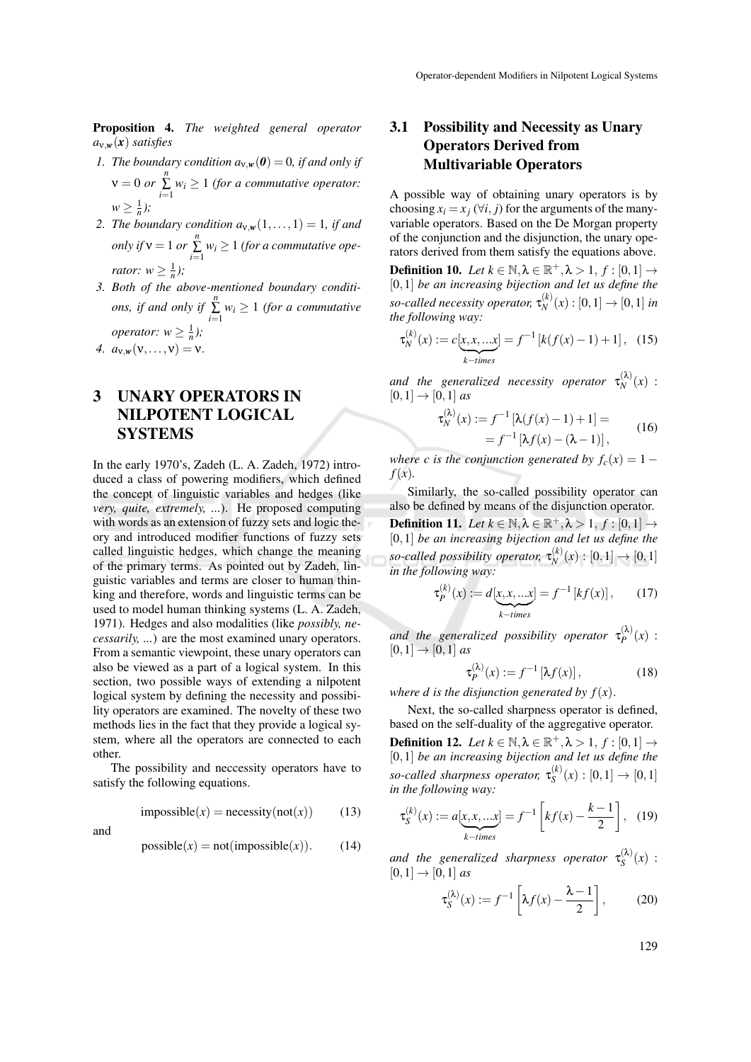**Proposition 4.** *The weighted general operator $a_{\nu,\boldsymbol{w}}(\boldsymbol{x})$ satisfies*

1. *The boundary condition $a_{\nu,\boldsymbol{w}}(\boldsymbol{0}) = 0$, if and only if $\nu = 0$ or $\sum_{i=1}^{n} w_i \geq 1$ (for a commutative operator: $w \geq \frac{1}{n}$);*
2. *The boundary condition $a_{\nu,\boldsymbol{w}}(1,\ldots,1) = 1$, if and only if $\nu = 1$ or $\sum_{i=1}^{n} w_i \geq 1$ (for a commutative operator: $w \geq \frac{1}{n}$);*
3. *Both of the above-mentioned boundary conditions, if and only if $\sum_{i=1}^{n} w_i \geq 1$ (for a commutative operator: $w \geq \frac{1}{n}$);*
4. *$a_{\nu,\boldsymbol{w}}(\nu,\ldots,\nu) = \nu$.*

# 3 UNARY OPERATORS IN NILPOTENT LOGICAL SYSTEMS

In the early 1970's, Zadeh (L. A. Zadeh, 1972) introduced a class of powering modifiers, which defined the concept of linguistic variables and hedges (like *very, quite, extremely, ...*). He proposed computing with words as an extension of fuzzy sets and logic theory and introduced modifier functions of fuzzy sets called linguistic hedges, which change the meaning of the primary terms. As pointed out by Zadeh, linguistic variables and terms are closer to human thinking and therefore, words and linguistic terms can be used to model human thinking systems (L. A. Zadeh, 1971). Hedges and also modalities (like *possibly, necessarily, ...*) are the most examined unary operators. From a semantic viewpoint, these unary operators can also be viewed as a part of a logical system. In this section, two possible ways of extending a nilpotent logical system by defining the necessity and possibility operators are examined. The novelty of these two methods lies in the fact that they provide a logical system, where all the operators are connected to each other.

The possibility and neccessity operators have to satisfy the following equations.

$$\text{impossible}(x) = \text{necessity}(\text{not}(x)) \tag{13}$$

and

$$\text{possible}(x) = \text{not}(\text{impossible}(x)). \tag{14}$$

## 3.1 Possibility and Necessity as Unary Operators Derived from Multivariable Operators

A possible way of obtaining unary operators is by choosing $x_i = x_j$ ($\forall i, j$) for the arguments of the many-variable operators. Based on the De Morgan property of the conjunction and the disjunction, the unary operators derived from them satisfy the equations above.

**Definition 10.** *Let $k \in \mathbb{N}, \lambda \in \mathbb{R}^+, \lambda > 1$, $f : [0,1] \to [0,1]$ be an increasing bijection and let us define the so-called necessity operator, $\tau_N^{(k)}(x) : [0,1] \to [0,1]$ in the following way:*

$$\tau_N^{(k)}(x) := c[\underbrace{x, x, \ldots x}_{k-times}] = f^{-1}\left[k(f(x) - 1) + 1\right], \tag{15}$$

*and the generalized necessity operator $\tau_N^{(\lambda)}(x) : [0,1] \to [0,1]$ as*

$$\begin{aligned} \tau_N^{(\lambda)}(x) := f^{-1}\left[\lambda(f(x) - 1) + 1\right] = \\ = f^{-1}\left[\lambda f(x) - (\lambda - 1)\right], \end{aligned} \tag{16}$$

*where $c$ is the conjunction generated by $f_c(x) = 1 - f(x)$.*

Similarly, the so-called possibility operator can also be defined by means of the disjunction operator.

**Definition 11.** *Let $k \in \mathbb{N}, \lambda \in \mathbb{R}^+, \lambda > 1$, $f : [0,1] \to [0,1]$ be an increasing bijection and let us define the so-called possibility operator, $\tau_N^{(k)}(x) : [0,1] \to [0,1]$ in the following way:*

$$\tau_P^{(k)}(x) := d[\underbrace{x, x, \ldots x}_{k-times}] = f^{-1}\left[kf(x)\right], \tag{17}$$

*and the generalized possibility operator $\tau_P^{(\lambda)}(x) : [0,1] \to [0,1]$ as*

$$\tau_P^{(\lambda)}(x) := f^{-1}\left[\lambda f(x)\right], \tag{18}$$

*where $d$ is the disjunction generated by $f(x)$.*

Next, the so-called sharpness operator is defined, based on the self-duality of the aggregative operator.

**Definition 12.** *Let $k \in \mathbb{N}, \lambda \in \mathbb{R}^+, \lambda > 1$, $f : [0,1] \to [0,1]$ be an increasing bijection and let us define the so-called sharpness operator, $\tau_S^{(k)}(x) : [0,1] \to [0,1]$ in the following way:*

$$\tau_S^{(k)}(x) := a[\underbrace{x, x, \ldots x}_{k-times}] = f^{-1}\left[kf(x) - \frac{k-1}{2}\right], \tag{19}$$

*and the generalized sharpness operator $\tau_S^{(\lambda)}(x) : [0,1] \to [0,1]$ as*

$$\tau_S^{(\lambda)}(x) := f^{-1}\left[\lambda f(x) - \frac{\lambda - 1}{2}\right], \tag{20}$$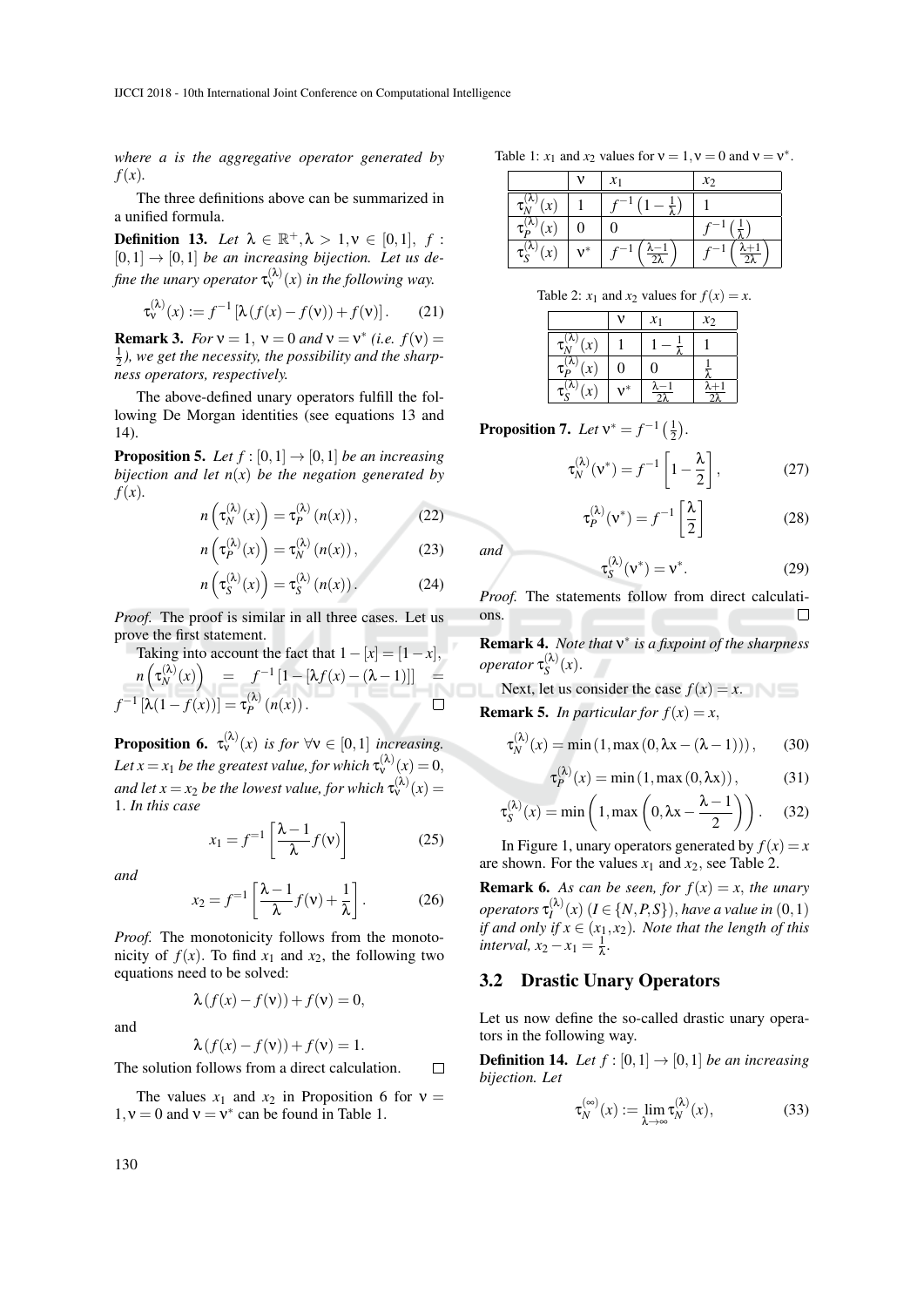*where $a$ is the aggregative operator generated by $f(x)$.*

The three definitions above can be summarized in a unified formula.

**Definition 13.** *Let $\lambda \in \mathbb{R}^+, \lambda > 1, \nu \in [0,1]$, $f : [0,1] \to [0,1]$ be an increasing bijection. Let us define the unary operator $\tau_\nu^{(\lambda)}(x)$ in the following way.*

$$\tau_\nu^{(\lambda)}(x) := f^{-1}\left[\lambda\left(f(x) - f(\nu)\right) + f(\nu)\right]. \tag{21}$$

**Remark 3.** *For $\nu = 1$, $\nu = 0$ and $\nu = \nu^*$ (i.e. $f(\nu) = \frac{1}{2}$), we get the necessity, the possibility and the sharpness operators, respectively.*

The above-defined unary operators fulfill the following De Morgan identities (see equations 13 and 14).

**Proposition 5.** *Let $f : [0,1] \to [0,1]$ be an increasing bijection and let $n(x)$ be the negation generated by $f(x)$.*

$$n\left(\tau_N^{(\lambda)}(x)\right) = \tau_P^{(\lambda)}\left(n(x)\right), \tag{22}$$

$$n\left(\tau_P^{(\lambda)}(x)\right) = \tau_N^{(\lambda)}\left(n(x)\right), \tag{23}$$

$$n\left(\tau_S^{(\lambda)}(x)\right) = \tau_S^{(\lambda)}\left(n(x)\right). \tag{24}$$

*Proof.* The proof is similar in all three cases. Let us prove the first statement.

Taking into account the fact that $1 - [x] = [1 - x]$, $n\left(\tau_N^{(\lambda)}(x)\right) = f^{-1}\left[1 - [\lambda f(x) - (\lambda - 1)]\right] = f^{-1}\left[\lambda(1 - f(x))\right] = \tau_P^{(\lambda)}\left(n(x)\right).$ □

**Proposition 6.** *$\tau_\nu^{(\lambda)}(x)$ is for $\forall \nu \in [0,1]$ increasing. Let $x = x_1$ be the greatest value, for which $\tau_\nu^{(\lambda)}(x) = 0$, and let $x = x_2$ be the lowest value, for which $\tau_\nu^{(\lambda)}(x) = 1$. In this case*

$$x_1 = f^{-1}\left[\frac{\lambda - 1}{\lambda} f(\nu)\right] \tag{25}$$

*and*

$$x_2 = f^{-1}\left[\frac{\lambda - 1}{\lambda} f(\nu) + \frac{1}{\lambda}\right]. \tag{26}$$

*Proof.* The monotonicity follows from the monotonicity of $f(x)$. To find $x_1$ and $x_2$, the following two equations need to be solved:

$$\lambda\left(f(x) - f(\nu)\right) + f(\nu) = 0,$$

and

$$\lambda\left(f(x) - f(\nu)\right) + f(\nu) = 1.$$

The solution follows from a direct calculation. □

The values $x_1$ and $x_2$ in Proposition 6 for $\nu = 1, \nu = 0$ and $\nu = \nu^*$ can be found in Table 1.

Table 1: $x_1$ and $x_2$ values for $\nu = 1, \nu = 0$ and $\nu = \nu^*$.

| | $\nu$ | $x_1$ | $x_2$ |
|---|---|---|---|
| $\tau_N^{(\lambda)}(x)$ | $1$ | $f^{-1}\left(1 - \frac{1}{\lambda}\right)$ | $1$ |
| $\tau_P^{(\lambda)}(x)$ | $0$ | $0$ | $f^{-1}\left(\frac{1}{\lambda}\right)$ |
| $\tau_S^{(\lambda)}(x)$ | $\nu^*$ | $f^{-1}\left(\frac{\lambda-1}{2\lambda}\right)$ | $f^{-1}\left(\frac{\lambda+1}{2\lambda}\right)$ |

Table 2: $x_1$ and $x_2$ values for $f(x) = x$.

| | $\nu$ | $x_1$ | $x_2$ |
|---|---|---|---|
| $\tau_N^{(\lambda)}(x)$ | $1$ | $1 - \frac{1}{\lambda}$ | $1$ |
| $\tau_P^{(\lambda)}(x)$ | $0$ | $0$ | $\frac{1}{\lambda}$ |
| $\tau_S^{(\lambda)}(x)$ | $\nu^*$ | $\frac{\lambda-1}{2\lambda}$ | $\frac{\lambda+1}{2\lambda}$ |

**Proposition 7.** *Let $\nu^* = f^{-1}\left(\frac{1}{2}\right)$.*

$$\tau_N^{(\lambda)}(\nu^*) = f^{-1}\left[1 - \frac{\lambda}{2}\right], \tag{27}$$

$$\tau_P^{(\lambda)}(\nu^*) = f^{-1}\left[\frac{\lambda}{2}\right] \tag{28}$$

*and*

$$\tau_S^{(\lambda)}(\nu^*) = \nu^*. \tag{29}$$

*Proof.* The statements follow from direct calculations. □

**Remark 4.** *Note that $\nu^*$ is a fixpoint of the sharpness operator $\tau_S^{(\lambda)}(x)$.*

Next, let us consider the case $f(x) = x$.

**Remark 5.** *In particular for $f(x) = x$,*

$$\tau_N^{(\lambda)}(x) = \min\left(1, \max\left(0, \lambda x - (\lambda - 1)\right)\right), \tag{30}$$

$$\tau_P^{(\lambda)}(x) = \min\left(1, \max\left(0, \lambda x\right)\right), \tag{31}$$

$$\tau_S^{(\lambda)}(x) = \min\left(1, \max\left(0, \lambda x - \frac{\lambda - 1}{2}\right)\right). \tag{32}$$

In Figure 1, unary operators generated by $f(x) = x$ are shown. For the values $x_1$ and $x_2$, see Table 2.

**Remark 6.** *As can be seen, for $f(x) = x$, the unary operators $\tau_I^{(\lambda)}(x)$ $(I \in \{N, P, S\})$, have a value in $(0,1)$ if and only if $x \in (x_1, x_2)$. Note that the length of this interval, $x_2 - x_1 = \frac{1}{\lambda}$.*

### 3.2 Drastic Unary Operators

Let us now define the so-called drastic unary operators in the following way.

**Definition 14.** *Let $f : [0,1] \to [0,1]$ be an increasing bijection. Let*

$$\tau_N^{(\infty)}(x) := \lim_{\lambda \to \infty} \tau_N^{(\lambda)}(x), \tag{33}$$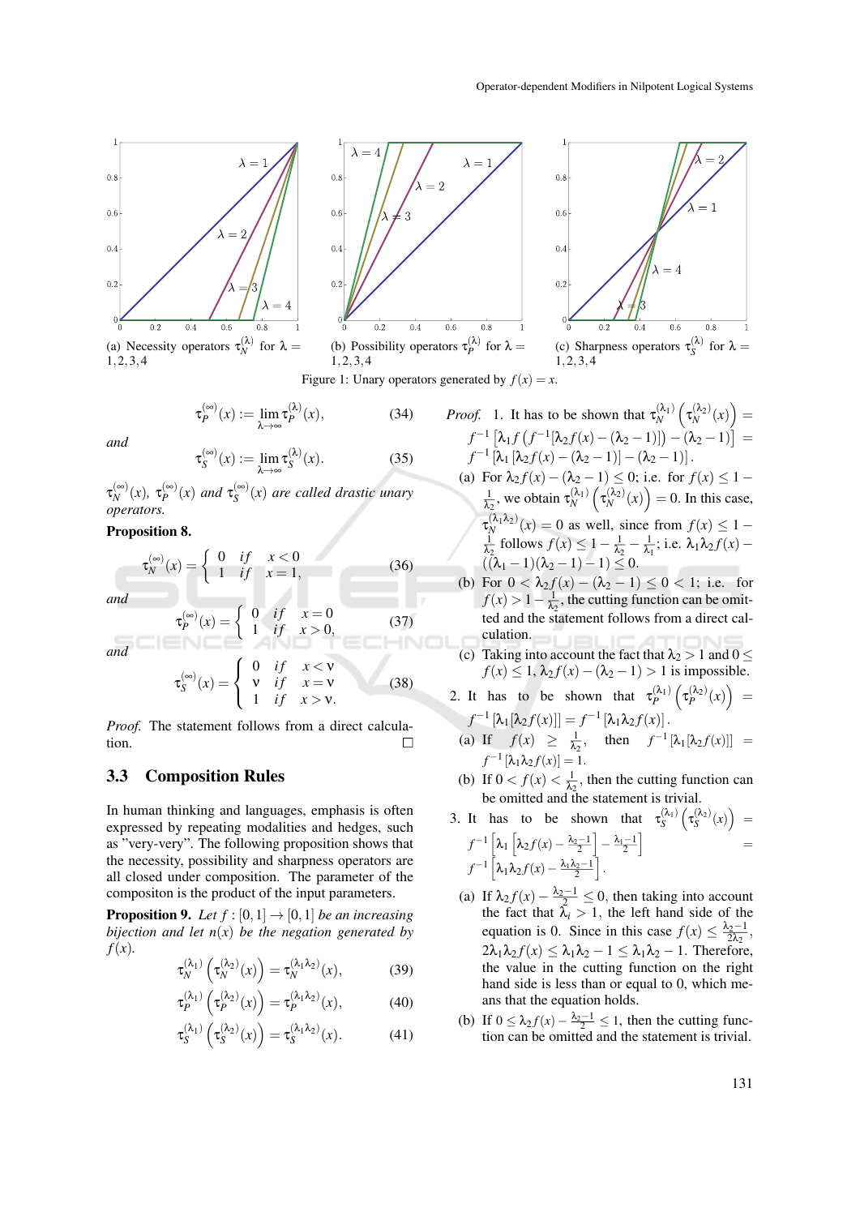(a) Necessity operators $\tau_N^{(\lambda)}$ for $\lambda = 1,2,3,4$

(b) Possibility operators $\tau_P^{(\lambda)}$ for $\lambda = 1,2,3,4$

(c) Sharpness operators $\tau_S^{(\lambda)}$ for $\lambda = 1,2,3,4$

Figure 1: Unary operators generated by $f(x) = x$.

$$\tau_P^{(\infty)}(x) := \lim_{\lambda\to\infty} \tau_P^{(\lambda)}(x), \tag{34}$$

*and*

$$\tau_S^{(\infty)}(x) := \lim_{\lambda\to\infty} \tau_S^{(\lambda)}(x). \tag{35}$$

*$\tau_N^{(\infty)}(x)$, $\tau_P^{(\infty)}(x)$ and $\tau_S^{(\infty)}(x)$ are called drastic unary operators.*

**Proposition 8.**

$$\tau_N^{(\infty)}(x) = \begin{cases} 0 & if \quad x < 0 \\ 1 & if \quad x = 1, \end{cases} \tag{36}$$

*and*

$$\tau_P^{(\infty)}(x) = \begin{cases} 0 & if \quad x = 0 \\ 1 & if \quad x > 0, \end{cases} \tag{37}$$

*and*

$$\tau_S^{(\infty)}(x) = \begin{cases} 0 & if \quad x < \nu \\ \nu & if \quad x = \nu \\ 1 & if \quad x > \nu. \end{cases} \tag{38}$$

*Proof.* The statement follows from a direct calculation. □

### 3.3 Composition Rules

In human thinking and languages, emphasis is often expressed by repeating modalities and hedges, such as "very-very". The following proposition shows that the necessity, possibility and sharpness operators are all closed under composition. The parameter of the compositon is the product of the input parameters.

**Proposition 9.** *Let $f : [0,1] \to [0,1]$ be an increasing bijection and let $n(x)$ be the negation generated by $f(x)$.*

$$\tau_N^{(\lambda_1)}\left(\tau_N^{(\lambda_2)}(x)\right) = \tau_N^{(\lambda_1\lambda_2)}(x), \tag{39}$$

$$\tau_P^{(\lambda_1)}\left(\tau_P^{(\lambda_2)}(x)\right) = \tau_P^{(\lambda_1\lambda_2)}(x), \tag{40}$$

$$\tau_S^{(\lambda_1)}\left(\tau_S^{(\lambda_2)}(x)\right) = \tau_S^{(\lambda_1\lambda_2)}(x). \tag{41}$$

*Proof.* 1. It has to be shown that $\tau_N^{(\lambda_1)}\left(\tau_N^{(\lambda_2)}(x)\right) = f^{-1}\left[\lambda_1 f\left(f^{-1}[\lambda_2 f(x) - (\lambda_2 - 1)]\right) - (\lambda_2 - 1)\right] = f^{-1}\left[\lambda_1\left[\lambda_2 f(x) - (\lambda_2 - 1)\right] - (\lambda_2 - 1)\right]$.

(a) For $\lambda_2 f(x) - (\lambda_2 - 1) \le 0$; i.e. for $f(x) \le 1 - \frac{1}{\lambda_2}$, we obtain $\tau_N^{(\lambda_1)}\left(\tau_N^{(\lambda_2)}(x)\right) = 0$. In this case, $\tau_N^{(\lambda_1\lambda_2)}(x) = 0$ as well, since from $f(x) \le 1 - \frac{1}{\lambda_2}$ follows $f(x) \le 1 - \frac{1}{\lambda_2} - \frac{1}{\lambda_1}$; i.e. $\lambda_1\lambda_2 f(x) - ((\lambda_1 - 1)(\lambda_2 - 1) - 1) \le 0$.

(b) For $0 < \lambda_2 f(x) - (\lambda_2 - 1) \le 0 < 1$; i.e. for $f(x) > 1 - \frac{1}{\lambda_2}$, the cutting function can be omitted and the statement follows from a direct calculation.

(c) Taking into account the fact that $\lambda_2 > 1$ and $0 \le f(x) \le 1$, $\lambda_2 f(x) - (\lambda_2 - 1) > 1$ is impossible.

2. It has to be shown that $\tau_P^{(\lambda_1)}\left(\tau_P^{(\lambda_2)}(x)\right) = f^{-1}\left[\lambda_1\left[\lambda_2 f(x)\right]\right] = f^{-1}\left[\lambda_1\lambda_2 f(x)\right]$.

(a) If $f(x) \ge \frac{1}{\lambda_2}$, then $f^{-1}\left[\lambda_1\left[\lambda_2 f(x)\right]\right] = f^{-1}\left[\lambda_1\lambda_2 f(x)\right] = 1$.

(b) If $0 < f(x) < \frac{1}{\lambda_2}$, then the cutting function can be omitted and the statement is trivial.

3. It has to be shown that $\tau_S^{(\lambda_1)}\left(\tau_S^{(\lambda_2)}(x)\right) = f^{-1}\left[\lambda_1\left[\lambda_2 f(x) - \frac{\lambda_2 - 1}{2}\right] - \frac{\lambda_1 - 1}{2}\right] = f^{-1}\left[\lambda_1\lambda_2 f(x) - \frac{\lambda_1\lambda_2 - 1}{2}\right]$.

(a) If $\lambda_2 f(x) - \frac{\lambda_2 - 1}{2} \le 0$, then taking into account the fact that $\lambda_i > 1$, the left hand side of the equation is 0. Since in this case $f(x) \le \frac{\lambda_2 - 1}{2\lambda_2}$, $2\lambda_1\lambda_2 f(x) \le \lambda_1\lambda_2 - 1 \le \lambda_1\lambda_2 - 1$. Therefore, the value in the cutting function on the right hand side is less than or equal to 0, which means that the equation holds.

(b) If $0 \le \lambda_2 f(x) - \frac{\lambda_2 - 1}{2} \le 1$, then the cutting function can be omitted and the statement is trivial.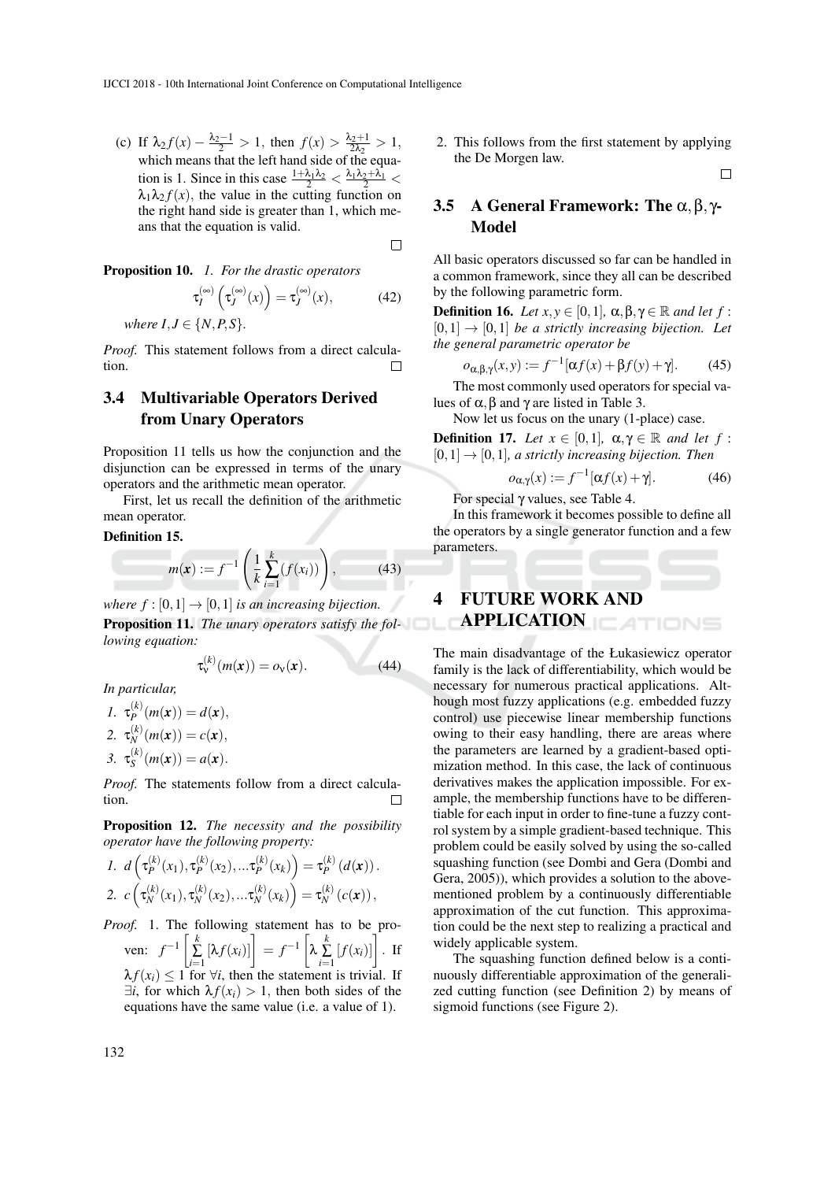(c) If $\lambda_2 f(x) - \frac{\lambda_2 - 1}{2} > 1$, then $f(x) > \frac{\lambda_2+1}{2\lambda_2} > 1$, which means that the left hand side of the equation is 1. Since in this case $\frac{1+\lambda_1\lambda_2}{2} < \frac{\lambda_1\lambda_2+\lambda_1}{2} < \lambda_1\lambda_2 f(x)$, the value in the cutting function on the right hand side is greater than 1, which means that the equation is valid.

□

**Proposition 10.** *1. For the drastic operators*

$$\tau_I^{(\infty)}\left(\tau_J^{(\infty)}(x)\right) = \tau_J^{(\infty)}(x), \tag{42}$$

*where $I, J \in \{N, P, S\}$.*

*Proof.* This statement follows from a direct calculation. □

## 3.4 Multivariable Operators Derived from Unary Operators

Proposition 11 tells us how the conjunction and the disjunction can be expressed in terms of the unary operators and the arithmetic mean operator.

First, let us recall the definition of the arithmetic mean operator.

**Definition 15.**

$$m(\boldsymbol{x}) := f^{-1}\left(\frac{1}{k}\sum_{i=1}^{k}(f(x_i))\right), \tag{43}$$

*where $f : [0,1] \to [0,1]$ is an increasing bijection.*

**Proposition 11.** *The unary operators satisfy the following equation:*

$$\tau_\nu^{(k)}(m(\boldsymbol{x})) = o_\nu(\boldsymbol{x}). \tag{44}$$

*In particular,*

*1. $\tau_P^{(k)}(m(\boldsymbol{x})) = d(\boldsymbol{x})$,*

*2. $\tau_N^{(k)}(m(\boldsymbol{x})) = c(\boldsymbol{x})$,*

*3. $\tau_S^{(k)}(m(\boldsymbol{x})) = a(\boldsymbol{x})$.*

*Proof.* The statements follow from a direct calculation. □

**Proposition 12.** *The necessity and the possibility operator have the following property:*

*1. $d\left(\tau_P^{(k)}(x_1), \tau_P^{(k)}(x_2), \ldots \tau_P^{(k)}(x_k)\right) = \tau_P^{(k)}(d(\boldsymbol{x}))$.*

*2. $c\left(\tau_N^{(k)}(x_1), \tau_N^{(k)}(x_2), \ldots \tau_N^{(k)}(x_k)\right) = \tau_N^{(k)}(c(\boldsymbol{x}))$,*

*Proof.* 1. The following statement has to be proven: $f^{-1}\left[\sum_{i=1}^{k}[\lambda f(x_i)]\right] = f^{-1}\left[\lambda \sum_{i=1}^{k}[f(x_i)]\right]$. If $\lambda f(x_i) \leq 1$ for $\forall i$, then the statement is trivial. If $\exists i$, for which $\lambda f(x_i) > 1$, then both sides of the equations have the same value (i.e. a value of 1).

2. This follows from the first statement by applying the De Morgan law.

□

## 3.5 A General Framework: The $\alpha, \beta, \gamma$-Model

All basic operators discussed so far can be handled in a common framework, since they all can be described by the following parametric form.

**Definition 16.** *Let $x, y \in [0,1]$, $\alpha, \beta, \gamma \in \mathbb{R}$ and let $f : [0,1] \to [0,1]$ be a strictly increasing bijection. Let the general parametric operator be*

$$o_{\alpha,\beta,\gamma}(x,y) := f^{-1}[\alpha f(x) + \beta f(y) + \gamma]. \tag{45}$$

The most commonly used operators for special values of $\alpha, \beta$ and $\gamma$ are listed in Table 3.

Now let us focus on the unary (1-place) case.

**Definition 17.** *Let $x \in [0,1]$, $\alpha, \gamma \in \mathbb{R}$ and let $f : [0,1] \to [0,1]$, a strictly increasing bijection. Then*

$$o_{\alpha,\gamma}(x) := f^{-1}[\alpha f(x) + \gamma]. \tag{46}$$

For special $\gamma$ values, see Table 4.

In this framework it becomes possible to define all the operators by a single generator function and a few parameters.

# 4 FUTURE WORK AND APPLICATION

The main disadvantage of the Łukasiewicz operator family is the lack of differentiability, which would be necessary for numerous practical applications. Although most fuzzy applications (e.g. embedded fuzzy control) use piecewise linear membership functions owing to their easy handling, there are areas where the parameters are learned by a gradient-based optimization method. In this case, the lack of continuous derivatives makes the application impossible. For example, the membership functions have to be differentiable for each input in order to fine-tune a fuzzy control system by a simple gradient-based technique. This problem could be easily solved by using the so-called squashing function (see Dombi and Gera (Dombi and Gera, 2005)), which provides a solution to the above-mentioned problem by a continuously differentiable approximation of the cut function. This approximation could be the next step to realizing a practical and widely applicable system.

The squashing function defined below is a continuously differentiable approximation of the generalized cutting function (see Definition 2) by means of sigmoid functions (see Figure 2).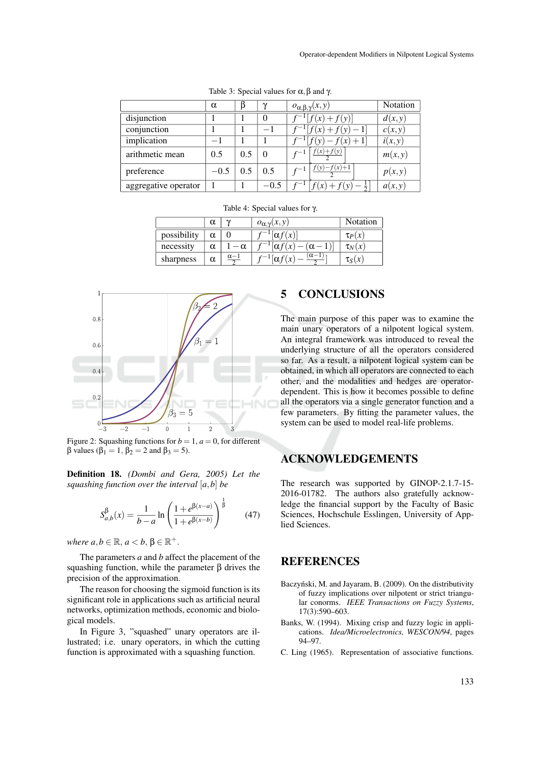Table 3: Special values for $\alpha, \beta$ and $\gamma$.

| | $\alpha$ | $\beta$ | $\gamma$ | $o_{\alpha,\beta,\gamma}(x,y)$ | Notation |
|---|---|---|---|---|---|
| disjunction | 1 | 1 | 0 | $f^{-1}[f(x)+f(y)]$ | $d(x,y)$ |
| conjunction | 1 | 1 | $-1$ | $f^{-1}[f(x)+f(y)-1]$ | $c(x,y)$ |
| implication | $-1$ | 1 | 1 | $f^{-1}[f(y)-f(x)+1]$ | $i(x,y)$ |
| arithmetic mean | 0.5 | 0.5 | 0 | $f^{-1}\left[\frac{f(x)+f(y)}{2}\right]$ | $m(x,y)$ |
| preference | $-0.5$ | 0.5 | 0.5 | $f^{-1}\left[\frac{f(y)-f(x)+1}{2}\right]$ | $p(x,y)$ |
| aggregative operator | 1 | 1 | $-0.5$ | $f^{-1}\left[f(x)+f(y)-\frac{1}{2}\right]$ | $a(x,y)$ |

Table 4: Special values for $\gamma$.

| | $\alpha$ | $\gamma$ | $o_{\alpha,\gamma}(x,y)$ | Notation |
|---|---|---|---|---|
| possibility | $\alpha$ | 0 | $f^{-1}[\alpha f(x)]$ | $\tau_P(x)$ |
| necessity | $\alpha$ | $1-\alpha$ | $f^{-1}[\alpha f(x)-(\alpha-1)]$ | $\tau_N(x)$ |
| sharpness | $\alpha$ | $\frac{\alpha-1}{2}$ | $f^{-1}[\alpha f(x)-\frac{(\alpha-1)}{2}]$ | $\tau_S(x)$ |

Figure 2: Squashing functions for $b=1$, $a=0$, for different $\beta$ values ($\beta_1=1$, $\beta_2=2$ and $\beta_3=5$).

**Definition 18.** *(Dombi and Gera, 2005) Let the squashing function over the interval* $[a,b]$ *be*

$$S_{a,b}^{\beta}(x)=\frac{1}{b-a}\ln\left(\frac{1+e^{\beta(x-a)}}{1+e^{\beta(x-b)}}\right)^{\frac{1}{\beta}} \tag{47}$$

*where* $a,b\in\mathbb{R}$, $a<b$, $\beta\in\mathbb{R}^{+}$.

The parameters $a$ and $b$ affect the placement of the squashing function, while the parameter $\beta$ drives the precision of the approximation.

The reason for choosing the sigmoid function is its significant role in applications such as artificial neural networks, optimization methods, economic and biological models.

In Figure 3, "squashed" unary operators are illustrated; i.e. unary operators, in which the cutting function is approximated with a squashing function.

## 5 CONCLUSIONS

The main purpose of this paper was to examine the main unary operators of a nilpotent logical system. An integral framework was introduced to reveal the underlying structure of all the operators considered so far. As a result, a nilpotent logical system can be obtained, in which all operators are connected to each other, and the modalities and hedges are operator-dependent. This is how it becomes possible to define all the operators via a single generator function and a few parameters. By fitting the parameter values, the system can be used to model real-life problems.

## ACKNOWLEDGEMENTS

The research was supported by GINOP-2.1.7-15-2016-01782. The authors also gratefully acknowledge the financial support by the Faculty of Basic Sciences, Hochschule Esslingen, University of Applied Sciences.

## REFERENCES

Baczyński, M. and Jayaram, B. (2009). On the distributivity of fuzzy implications over nilpotent or strict triangular conorms. *IEEE Transactions on Fuzzy Systems*, 17(3):590–603.

Banks, W. (1994). Mixing crisp and fuzzy logic in applications. *Idea/Microelectronics, WESCON/94*, pages 94–97.

C. Ling (1965). Representation of associative functions.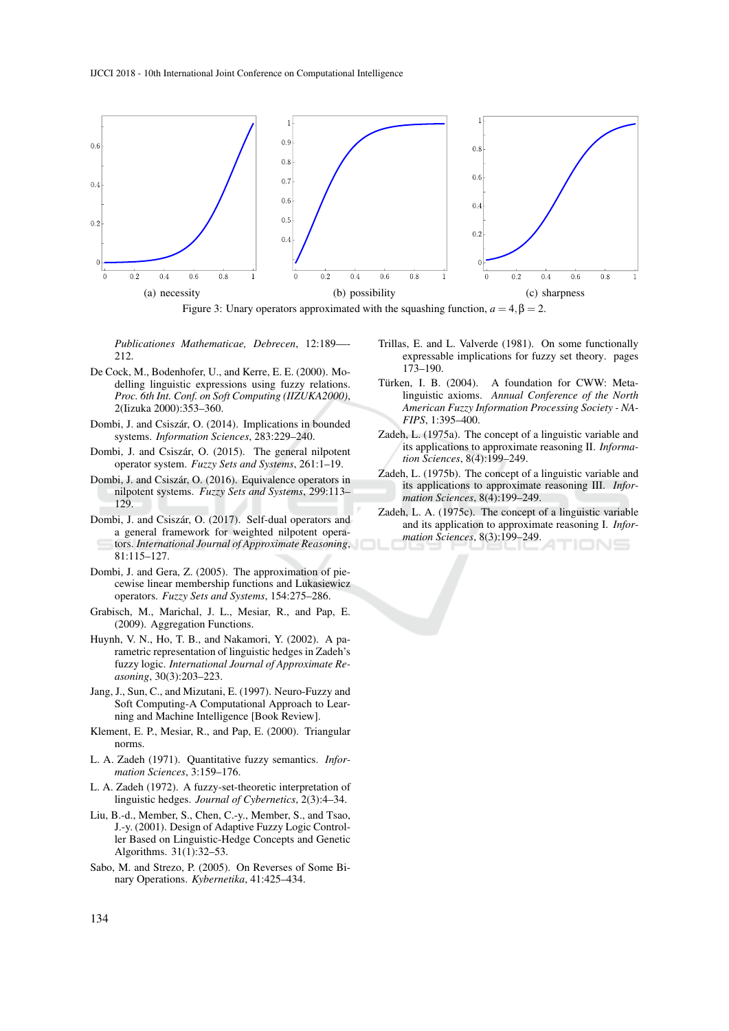0.6
0.4
0.2
0
0 0.2 0.4 0.6 0.8 1

(a) necessity

1
0.9
0.8
0.7
0.6
0.5
0.4
0 0.2 0.4 0.6 0.8 1

(b) possibility

1
0.8
0.6
0.4
0.2
0
0 0.2 0.4 0.6 0.8 1

(c) sharpness

Figure 3: Unary operators approximated with the squashing function, $a = 4, \beta = 2$.

*Publicationes Mathematicae, Debrecen*, 12:189—-212.

De Cock, M., Bodenhofer, U., and Kerre, E. E. (2000). Modelling linguistic expressions using fuzzy relations. *Proc. 6th Int. Conf. on Soft Computing (IIZUKA2000)*, 2(Iizuka 2000):353–360.

Dombi, J. and Csiszár, O. (2014). Implications in bounded systems. *Information Sciences*, 283:229–240.

Dombi, J. and Csiszár, O. (2015). The general nilpotent operator system. *Fuzzy Sets and Systems*, 261:1–19.

Dombi, J. and Csiszár, O. (2016). Equivalence operators in nilpotent systems. *Fuzzy Sets and Systems*, 299:113–129.

Dombi, J. and Csiszár, O. (2017). Self-dual operators and a general framework for weighted nilpotent operators. *International Journal of Approximate Reasoning*, 81:115–127.

Dombi, J. and Gera, Z. (2005). The approximation of piecewise linear membership functions and Lukasiewicz operators. *Fuzzy Sets and Systems*, 154:275–286.

Grabisch, M., Marichal, J. L., Mesiar, R., and Pap, E. (2009). Aggregation Functions.

Huynh, V. N., Ho, T. B., and Nakamori, Y. (2002). A parametric representation of linguistic hedges in Zadeh's fuzzy logic. *International Journal of Approximate Reasoning*, 30(3):203–223.

Jang, J., Sun, C., and Mizutani, E. (1997). Neuro-Fuzzy and Soft Computing-A Computational Approach to Learning and Machine Intelligence [Book Review].

Klement, E. P., Mesiar, R., and Pap, E. (2000). Triangular norms.

L. A. Zadeh (1971). Quantitative fuzzy semantics. *Information Sciences*, 3:159–176.

L. A. Zadeh (1972). A fuzzy-set-theoretic interpretation of linguistic hedges. *Journal of Cybernetics*, 2(3):4–34.

Liu, B.-d., Member, S., Chen, C.-y., Member, S., and Tsao, J.-y. (2001). Design of Adaptive Fuzzy Logic Controller Based on Linguistic-Hedge Concepts and Genetic Algorithms. 31(1):32–53.

Sabo, M. and Strezo, P. (2005). On Reverses of Some Binary Operations. *Kybernetika*, 41:425–434.

Trillas, E. and L. Valverde (1981). On some functionally expressable implications for fuzzy set theory. pages 173–190.

Türken, I. B. (2004). A foundation for CWW: Meta-linguistic axioms. *Annual Conference of the North American Fuzzy Information Processing Society - NAFIPS*, 1:395–400.

Zadeh, L. (1975a). The concept of a linguistic variable and its applications to approximate reasoning II. *Information Sciences*, 8(4):199–249.

Zadeh, L. (1975b). The concept of a linguistic variable and its application to approximate reasoning III. *Information Sciences*, 8(4):199–249.

Zadeh, L. A. (1975c). The concept of a linguistic variable and its application to approximate reasoning I. *Information Sciences*, 8(3):199–249.